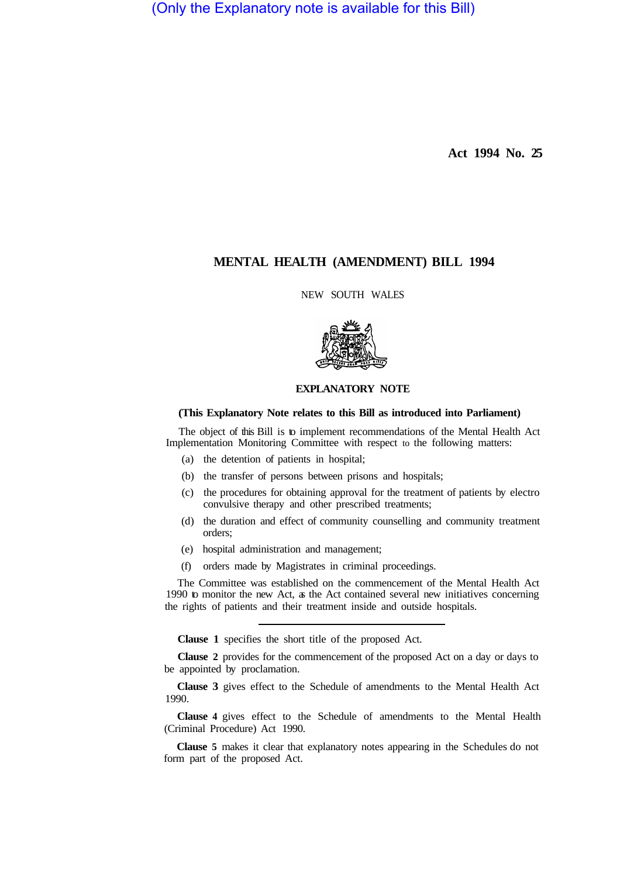(Only the Explanatory note is available for this Bill)

**Act 1994 No. 25**

# MENTAL HEALTH (AMENDMENT) BILL 1994

NEW SOUTH WALES

## EXPLANATORY NOTE

**(This Explanatory Note relates to this Bill as introduced into Parliament)**

The object of this Bill is to implement recommendations of the Mental Health Act Implementation Monitoring Committee with respect to the following matters:

(a) the detention of patients in hospital;

(b) the transfer of persons between prisons and hospitals;

(c) the procedures for obtaining approval for the treatment of patients by electro convulsive therapy and other prescribed treatments;

(d) the duration and effect of community counselling and community treatment orders;

(e) hospital administration and management;

(f) orders made by Magistrates in criminal proceedings.

The Committee was established on the commencement of the Mental Health Act 1990 to monitor the new Act, as the Act contained several new initiatives concerning the rights of patients and their treatment inside and outside hospitals.

---

**Clause 1** specifies the short title of the proposed Act.

**Clause 2** provides for the commencement of the proposed Act on a day or days to be appointed by proclamation.

**Clause 3** gives effect to the Schedule of amendments to the Mental Health Act 1990.

**Clause 4** gives effect to the Schedule of amendments to the Mental Health (Criminal Procedure) Act 1990.

**Clause 5** makes it clear that explanatory notes appearing in the Schedules do not form part of the proposed Act.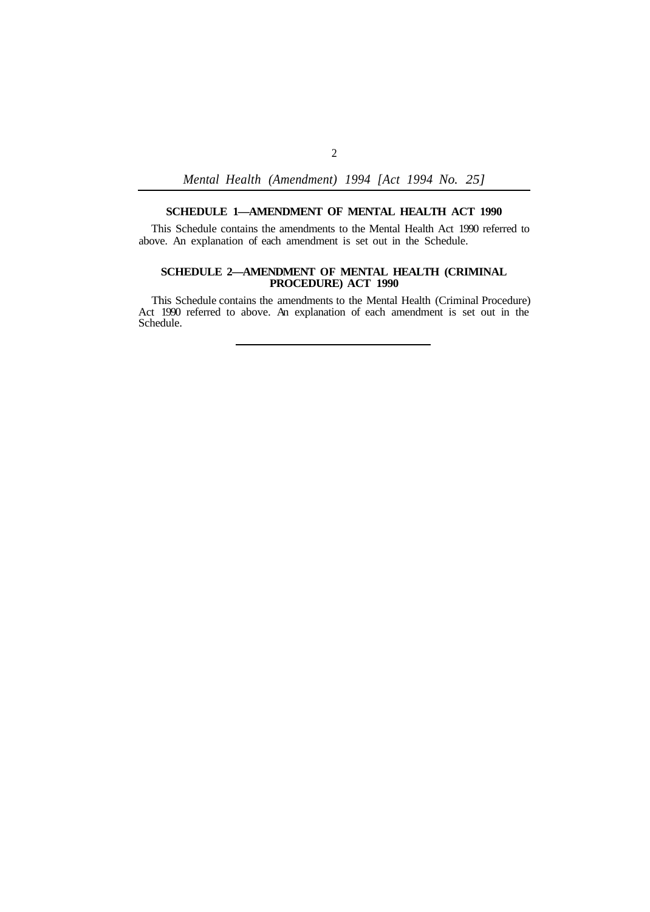## SCHEDULE 1—AMENDMENT OF MENTAL HEALTH ACT 1990

This Schedule contains the amendments to the Mental Health Act 1990 referred to above. An explanation of each amendment is set out in the Schedule.

## SCHEDULE 2—AMENDMENT OF MENTAL HEALTH (CRIMINAL PROCEDURE) ACT 1990

This Schedule contains the amendments to the Mental Health (Criminal Procedure) Act 1990 referred to above. An explanation of each amendment is set out in the Schedule.

---